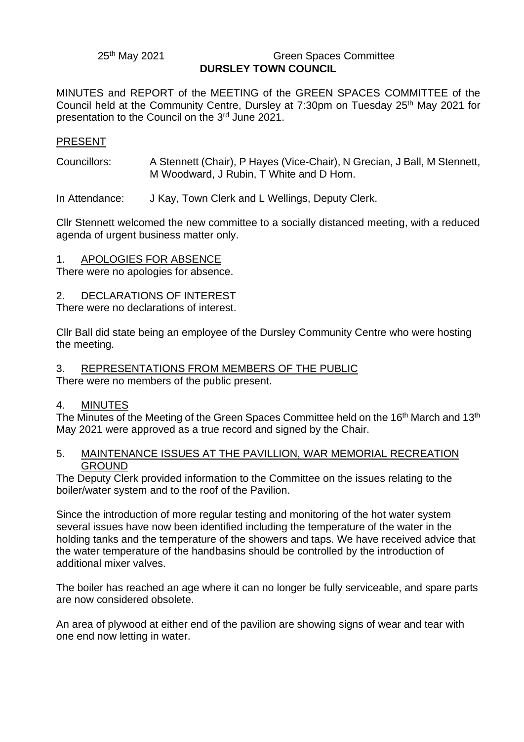25th May 2021 Green Spaces Committee

# DURSLEY TOWN COUNCIL

MINUTES and REPORT of the MEETING of the GREEN SPACES COMMITTEE of the Council held at the Community Centre, Dursley at 7:30pm on Tuesday 25th May 2021 for presentation to the Council on the 3rd June 2021.

PRESENT

Councillors: A Stennett (Chair), P Hayes (Vice-Chair), N Grecian, J Ball, M Stennett, M Woodward, J Rubin, T White and D Horn.

In Attendance: J Kay, Town Clerk and L Wellings, Deputy Clerk.

Cllr Stennett welcomed the new committee to a socially distanced meeting, with a reduced agenda of urgent business matter only.

1. APOLOGIES FOR ABSENCE

There were no apologies for absence.

2. DECLARATIONS OF INTEREST

There were no declarations of interest.

Cllr Ball did state being an employee of the Dursley Community Centre who were hosting the meeting.

3. REPRESENTATIONS FROM MEMBERS OF THE PUBLIC

There were no members of the public present.

4. MINUTES

The Minutes of the Meeting of the Green Spaces Committee held on the 16th March and 13th May 2021 were approved as a true record and signed by the Chair.

5. MAINTENANCE ISSUES AT THE PAVILLION, WAR MEMORIAL RECREATION GROUND

The Deputy Clerk provided information to the Committee on the issues relating to the boiler/water system and to the roof of the Pavilion.

Since the introduction of more regular testing and monitoring of the hot water system several issues have now been identified including the temperature of the water in the holding tanks and the temperature of the showers and taps. We have received advice that the water temperature of the handbasins should be controlled by the introduction of additional mixer valves.

The boiler has reached an age where it can no longer be fully serviceable, and spare parts are now considered obsolete.

An area of plywood at either end of the pavilion are showing signs of wear and tear with one end now letting in water.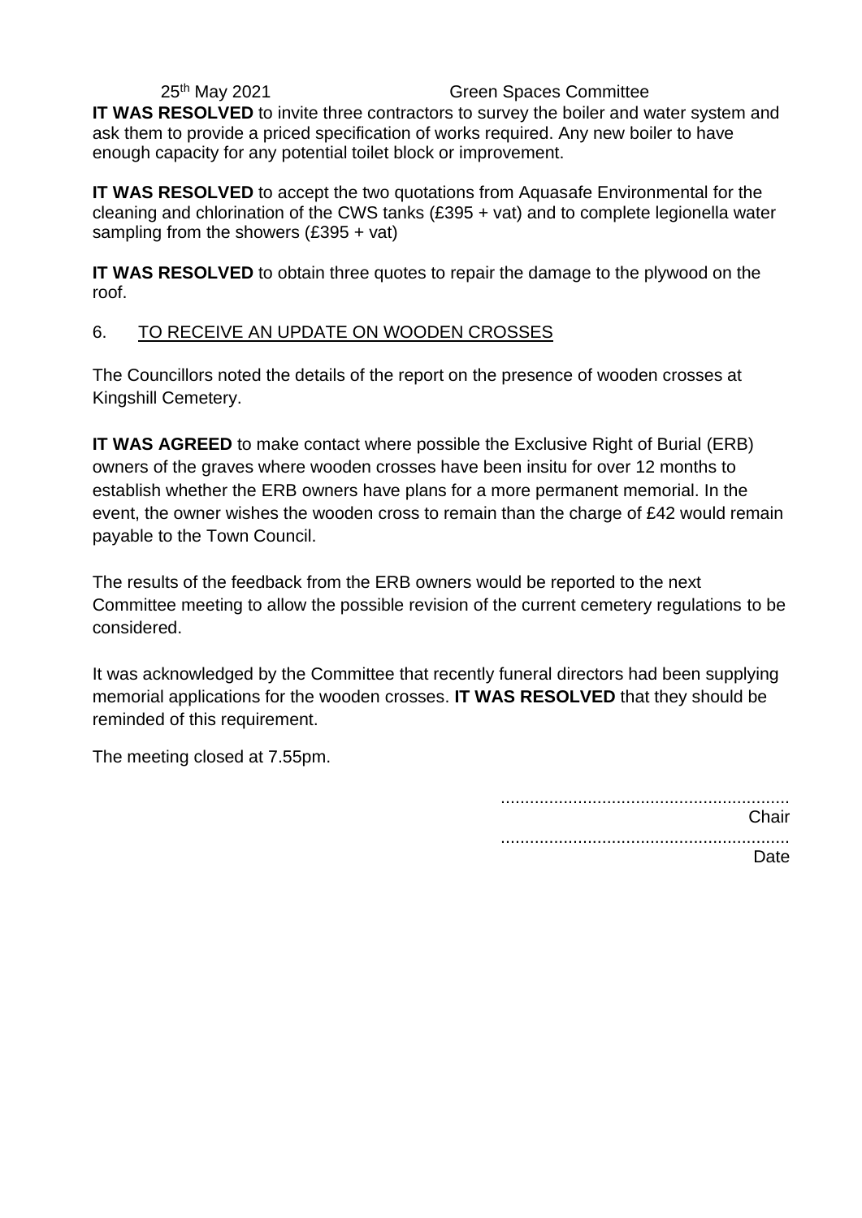**IT WAS RESOLVED** to invite three contractors to survey the boiler and water system and ask them to provide a priced specification of works required. Any new boiler to have enough capacity for any potential toilet block or improvement.

**IT WAS RESOLVED** to accept the two quotations from Aquasafe Environmental for the cleaning and chlorination of the CWS tanks (£395 + vat) and to complete legionella water sampling from the showers (£395 + vat)

**IT WAS RESOLVED** to obtain three quotes to repair the damage to the plywood on the roof.

## 6. TO RECEIVE AN UPDATE ON WOODEN CROSSES

The Councillors noted the details of the report on the presence of wooden crosses at Kingshill Cemetery.

**IT WAS AGREED** to make contact where possible the Exclusive Right of Burial (ERB) owners of the graves where wooden crosses have been insitu for over 12 months to establish whether the ERB owners have plans for a more permanent memorial. In the event, the owner wishes the wooden cross to remain than the charge of £42 would remain payable to the Town Council.

The results of the feedback from the ERB owners would be reported to the next Committee meeting to allow the possible revision of the current cemetery regulations to be considered.

It was acknowledged by the Committee that recently funeral directors had been supplying memorial applications for the wooden crosses. **IT WAS RESOLVED** that they should be reminded of this requirement.

The meeting closed at 7.55pm.

...........................................................
Chair

...........................................................
Date